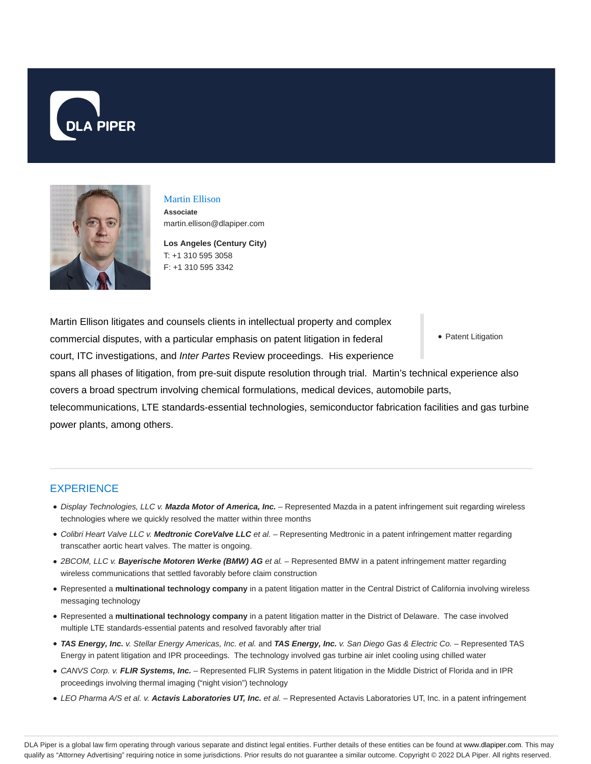DLA PIPER

# Martin Ellison

**Associate**
martin.ellison@dlapiper.com

**Los Angeles (Century City)**
T: +1 310 595 3058
F: +1 310 595 3342

- Patent Litigation

Martin Ellison litigates and counsels clients in intellectual property and complex commercial disputes, with a particular emphasis on patent litigation in federal court, ITC investigations, and *Inter Partes* Review proceedings. His experience spans all phases of litigation, from pre-suit dispute resolution through trial. Martin's technical experience also covers a broad spectrum involving chemical formulations, medical devices, automobile parts, telecommunications, LTE standards-essential technologies, semiconductor fabrication facilities and gas turbine power plants, among others.

## EXPERIENCE

- *Display Technologies, LLC v.* ***Mazda Motor of America, Inc.*** – Represented Mazda in a patent infringement suit regarding wireless technologies where we quickly resolved the matter within three months
- *Colibri Heart Valve LLC v.* ***Medtronic CoreValve LLC*** *et al.* – Representing Medtronic in a patent infringement matter regarding transcather aortic heart valves. The matter is ongoing.
- *2BCOM, LLC v.* ***Bayerische Motoren Werke (BMW) AG*** *et al.* – Represented BMW in a patent infringement matter regarding wireless communications that settled favorably before claim construction
- Represented a **multinational technology company** in a patent litigation matter in the Central District of California involving wireless messaging technology
- Represented a **multinational technology company** in a patent litigation matter in the District of Delaware. The case involved multiple LTE standards-essential patents and resolved favorably after trial
- ***TAS Energy, Inc.*** *v. Stellar Energy Americas, Inc. et al.* and ***TAS Energy, Inc.*** *v. San Diego Gas & Electric Co.* – Represented TAS Energy in patent litigation and IPR proceedings. The technology involved gas turbine air inlet cooling using chilled water
- *CANVS Corp. v.* ***FLIR Systems, Inc.*** – Represented FLIR Systems in patent litigation in the Middle District of Florida and in IPR proceedings involving thermal imaging ("night vision") technology
- *LEO Pharma A/S et al. v.* ***Actavis Laboratories UT, Inc.*** *et al.* – Represented Actavis Laboratories UT, Inc. in a patent infringement

DLA Piper is a global law firm operating through various separate and distinct legal entities. Further details of these entities can be found at www.dlapiper.com. This may qualify as "Attorney Advertising" requiring notice in some jurisdictions. Prior results do not guarantee a similar outcome. Copyright © 2022 DLA Piper. All rights reserved.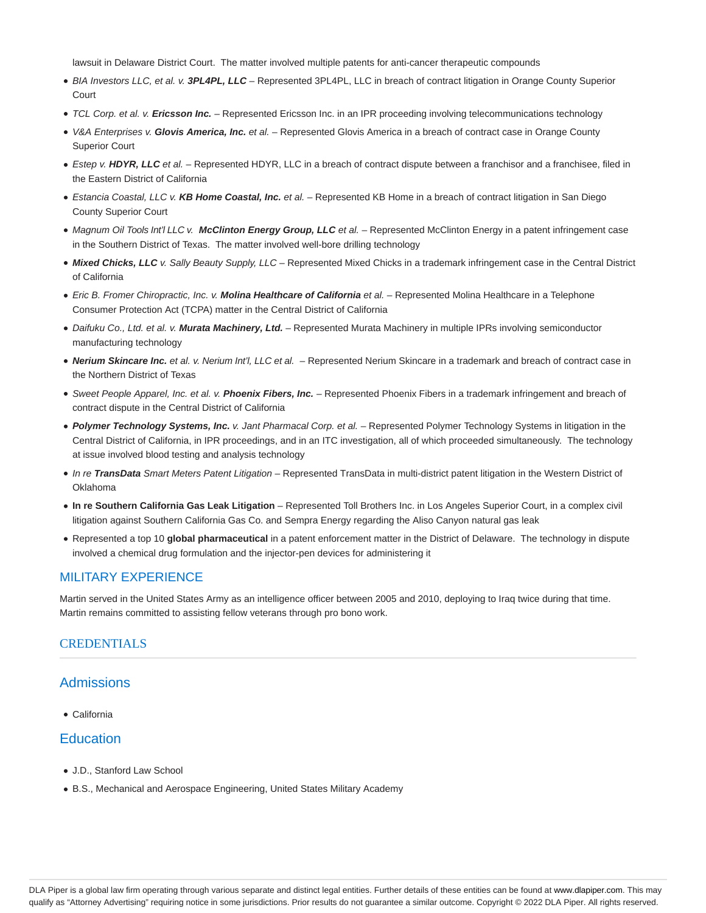lawsuit in Delaware District Court.  The matter involved multiple patents for anti-cancer therapeutic compounds

- *BIA Investors LLC, et al. v.* ***3PL4PL, LLC*** – Represented 3PL4PL, LLC in breach of contract litigation in Orange County Superior Court
- *TCL Corp. et al. v.* ***Ericsson Inc.*** – Represented Ericsson Inc. in an IPR proceeding involving telecommunications technology
- *V&A Enterprises v.* ***Glovis America, Inc.*** *et al.* – Represented Glovis America in a breach of contract case in Orange County Superior Court
- *Estep v.* ***HDYR, LLC*** *et al.* – Represented HDYR, LLC in a breach of contract dispute between a franchisor and a franchisee, filed in the Eastern District of California
- *Estancia Coastal, LLC v.* ***KB Home Coastal, Inc.*** *et al.* – Represented KB Home in a breach of contract litigation in San Diego County Superior Court
- *Magnum Oil Tools Int'l LLC v.* ***McClinton Energy Group, LLC*** *et al.* – Represented McClinton Energy in a patent infringement case in the Southern District of Texas.  The matter involved well-bore drilling technology
- ***Mixed Chicks, LLC*** *v. Sally Beauty Supply, LLC* – Represented Mixed Chicks in a trademark infringement case in the Central District of California
- *Eric B. Fromer Chiropractic, Inc. v.* ***Molina Healthcare of California*** *et al.* – Represented Molina Healthcare in a Telephone Consumer Protection Act (TCPA) matter in the Central District of California
- *Daifuku Co., Ltd. et al. v.* ***Murata Machinery, Ltd.*** – Represented Murata Machinery in multiple IPRs involving semiconductor manufacturing technology
- ***Nerium Skincare Inc.*** *et al. v. Nerium Int'l, LLC et al.* – Represented Nerium Skincare in a trademark and breach of contract case in the Northern District of Texas
- *Sweet People Apparel, Inc. et al. v.* ***Phoenix Fibers, Inc.*** – Represented Phoenix Fibers in a trademark infringement and breach of contract dispute in the Central District of California
- ***Polymer Technology Systems, Inc.*** *v. Jant Pharmacal Corp. et al.* – Represented Polymer Technology Systems in litigation in the Central District of California, in IPR proceedings, and in an ITC investigation, all of which proceeded simultaneously.  The technology at issue involved blood testing and analysis technology
- *In re* ***TransData*** *Smart Meters Patent Litigation* – Represented TransData in multi-district patent litigation in the Western District of Oklahoma
- **In re Southern California Gas Leak Litigation** – Represented Toll Brothers Inc. in Los Angeles Superior Court, in a complex civil litigation against Southern California Gas Co. and Sempra Energy regarding the Aliso Canyon natural gas leak
- Represented a top 10 **global pharmaceutical** in a patent enforcement matter in the District of Delaware.  The technology in dispute involved a chemical drug formulation and the injector-pen devices for administering it

## MILITARY EXPERIENCE

Martin served in the United States Army as an intelligence officer between 2005 and 2010, deploying to Iraq twice during that time. Martin remains committed to assisting fellow veterans through pro bono work.

## CREDENTIALS

### Admissions

- California

### Education

- J.D., Stanford Law School
- B.S., Mechanical and Aerospace Engineering, United States Military Academy

DLA Piper is a global law firm operating through various separate and distinct legal entities. Further details of these entities can be found at www.dlapiper.com. This may qualify as "Attorney Advertising" requiring notice in some jurisdictions. Prior results do not guarantee a similar outcome. Copyright © 2022 DLA Piper. All rights reserved.